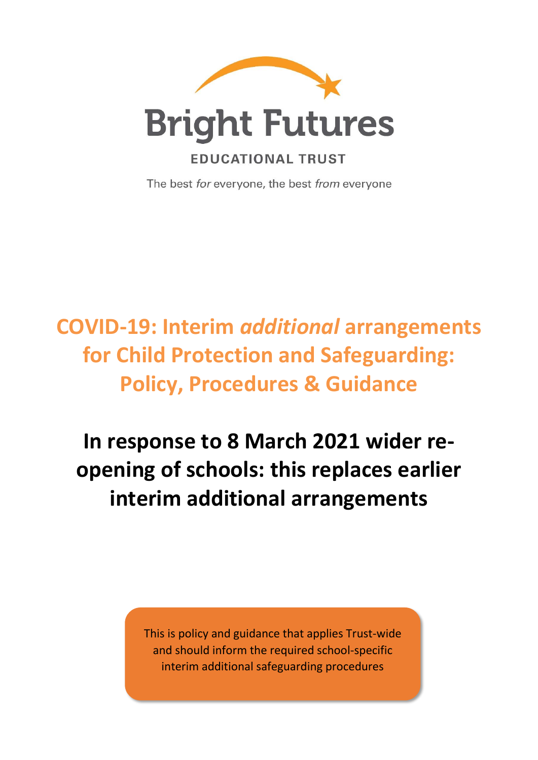Bright Futures

EDUCATIONAL TRUST

The best *for* everyone, the best *from* everyone

# COVID-19: Interim *additional* arrangements for Child Protection and Safeguarding: Policy, Procedures & Guidance

## In response to 8 March 2021 wider re-opening of schools: this replaces earlier interim additional arrangements

This is policy and guidance that applies Trust-wide and should inform the required school-specific interim additional safeguarding procedures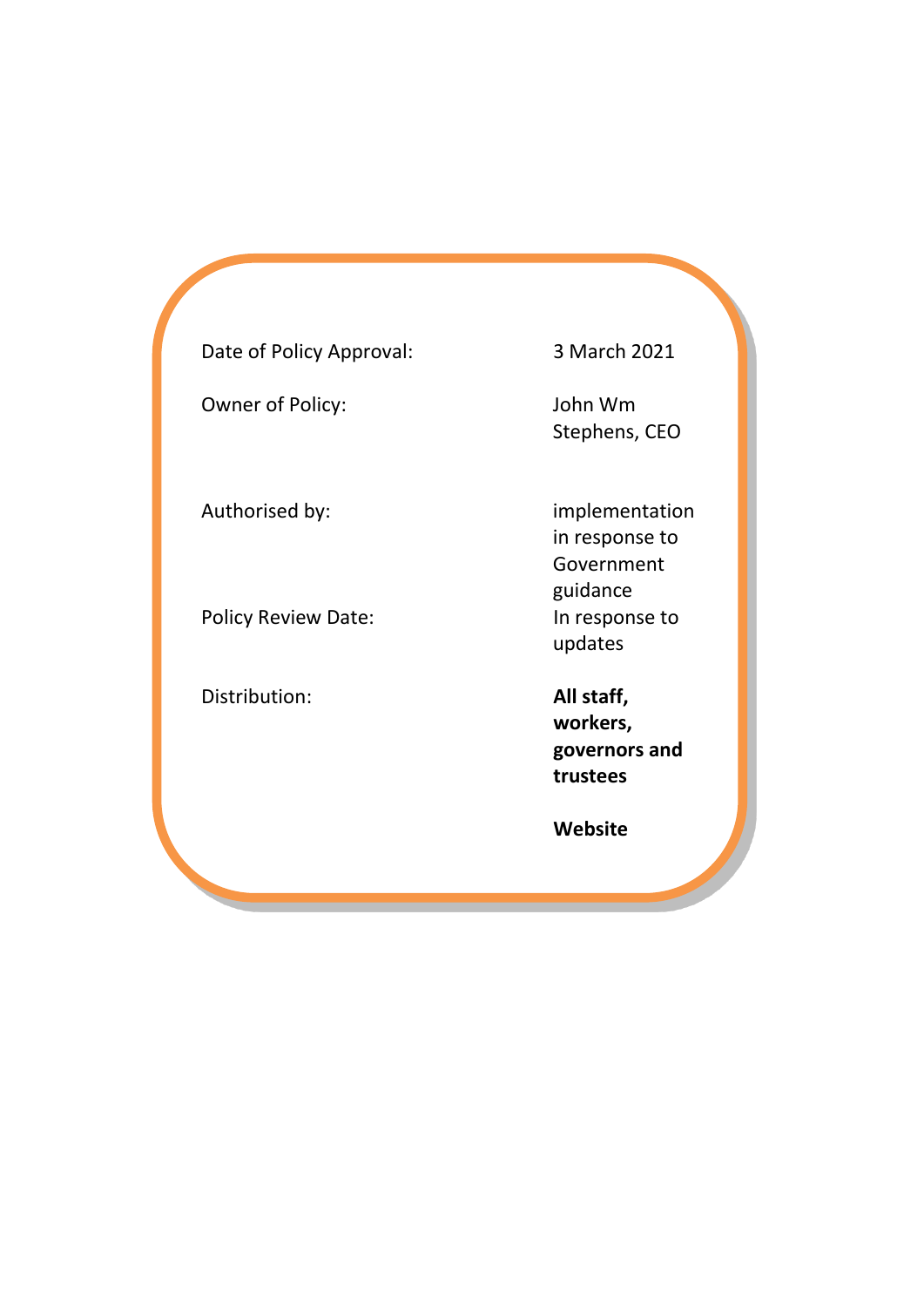| | |
|---|---|
| Date of Policy Approval: | 3 March 2021 |
| Owner of Policy: | John Wm Stephens, CEO |
| Authorised by: | implementation in response to Government guidance |
| Policy Review Date: | In response to updates |
| Distribution: | **All staff, workers, governors and trustees**<br><br>**Website** |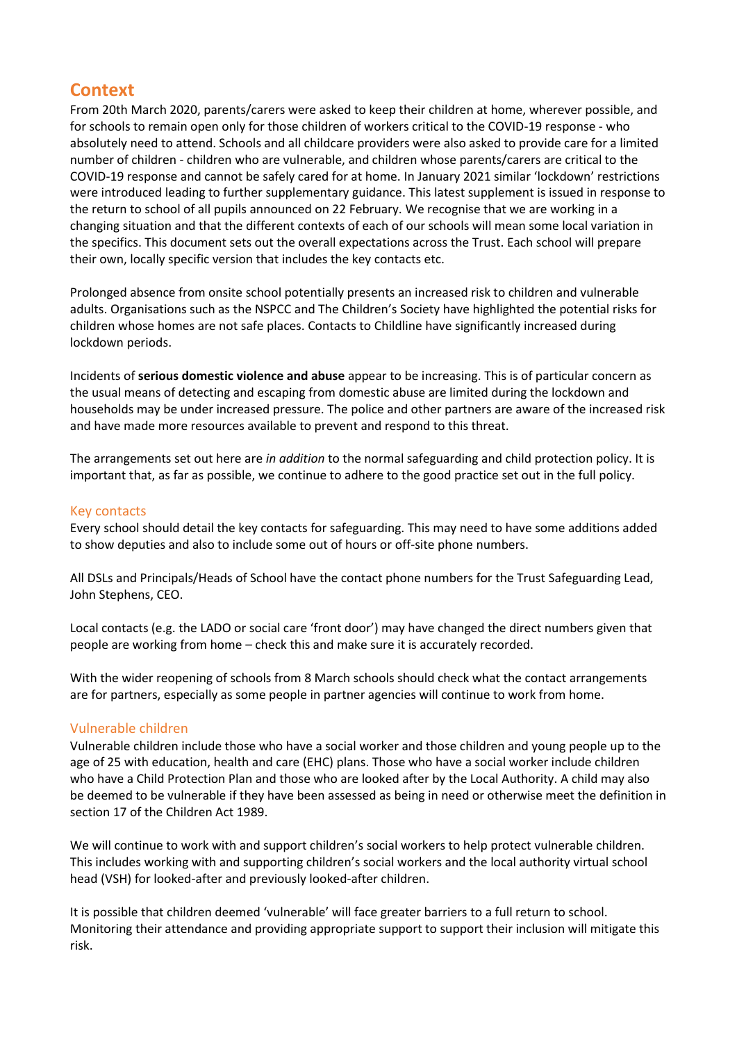## Context

From 20th March 2020, parents/carers were asked to keep their children at home, wherever possible, and for schools to remain open only for those children of workers critical to the COVID-19 response - who absolutely need to attend. Schools and all childcare providers were also asked to provide care for a limited number of children - children who are vulnerable, and children whose parents/carers are critical to the COVID-19 response and cannot be safely cared for at home. In January 2021 similar 'lockdown' restrictions were introduced leading to further supplementary guidance. This latest supplement is issued in response to the return to school of all pupils announced on 22 February. We recognise that we are working in a changing situation and that the different contexts of each of our schools will mean some local variation in the specifics. This document sets out the overall expectations across the Trust. Each school will prepare their own, locally specific version that includes the key contacts etc.

Prolonged absence from onsite school potentially presents an increased risk to children and vulnerable adults. Organisations such as the NSPCC and The Children's Society have highlighted the potential risks for children whose homes are not safe places. Contacts to Childline have significantly increased during lockdown periods.

Incidents of **serious domestic violence and abuse** appear to be increasing. This is of particular concern as the usual means of detecting and escaping from domestic abuse are limited during the lockdown and households may be under increased pressure. The police and other partners are aware of the increased risk and have made more resources available to prevent and respond to this threat.

The arrangements set out here are *in addition* to the normal safeguarding and child protection policy. It is important that, as far as possible, we continue to adhere to the good practice set out in the full policy.

### Key contacts

Every school should detail the key contacts for safeguarding. This may need to have some additions added to show deputies and also to include some out of hours or off-site phone numbers.

All DSLs and Principals/Heads of School have the contact phone numbers for the Trust Safeguarding Lead, John Stephens, CEO.

Local contacts (e.g. the LADO or social care 'front door') may have changed the direct numbers given that people are working from home – check this and make sure it is accurately recorded.

With the wider reopening of schools from 8 March schools should check what the contact arrangements are for partners, especially as some people in partner agencies will continue to work from home.

### Vulnerable children

Vulnerable children include those who have a social worker and those children and young people up to the age of 25 with education, health and care (EHC) plans. Those who have a social worker include children who have a Child Protection Plan and those who are looked after by the Local Authority. A child may also be deemed to be vulnerable if they have been assessed as being in need or otherwise meet the definition in section 17 of the Children Act 1989.

We will continue to work with and support children's social workers to help protect vulnerable children. This includes working with and supporting children's social workers and the local authority virtual school head (VSH) for looked-after and previously looked-after children.

It is possible that children deemed 'vulnerable' will face greater barriers to a full return to school. Monitoring their attendance and providing appropriate support to support their inclusion will mitigate this risk.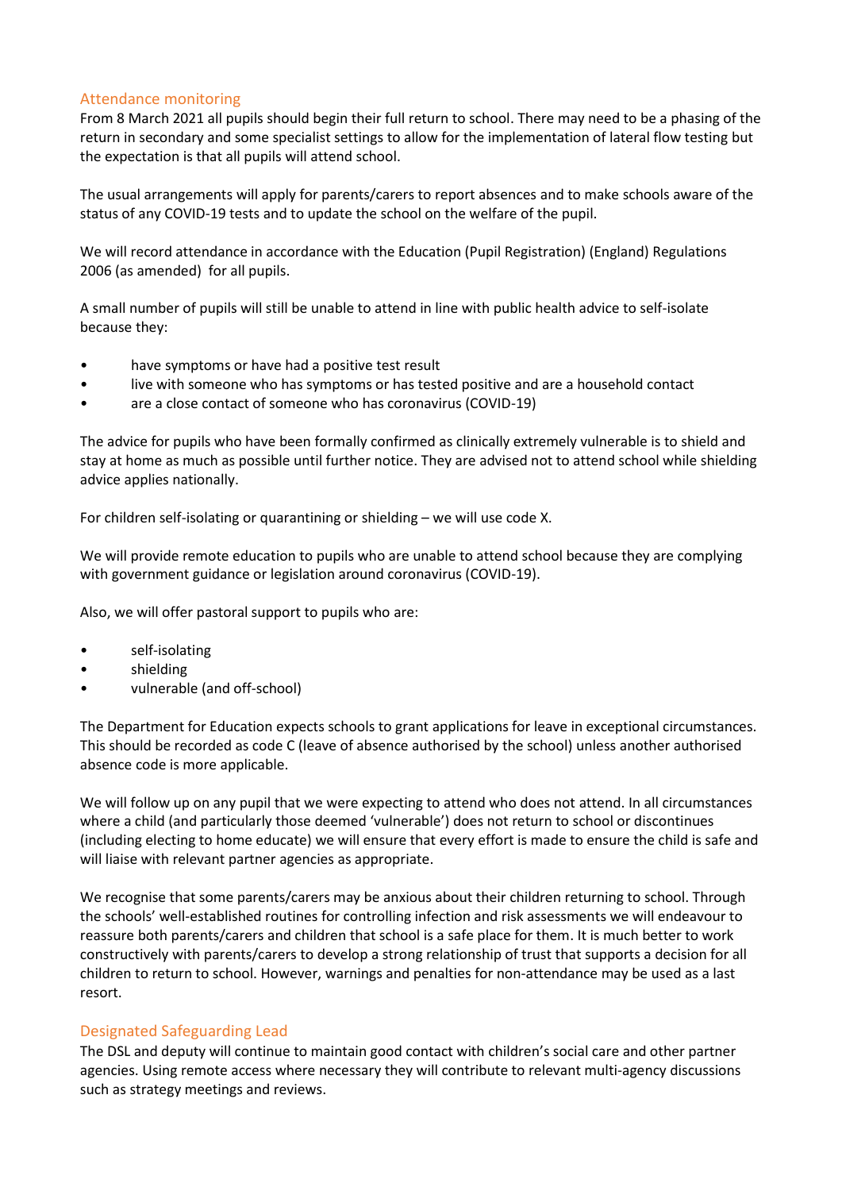## Attendance monitoring

From 8 March 2021 all pupils should begin their full return to school. There may need to be a phasing of the return in secondary and some specialist settings to allow for the implementation of lateral flow testing but the expectation is that all pupils will attend school.

The usual arrangements will apply for parents/carers to report absences and to make schools aware of the status of any COVID-19 tests and to update the school on the welfare of the pupil.

We will record attendance in accordance with the Education (Pupil Registration) (England) Regulations 2006 (as amended) for all pupils.

A small number of pupils will still be unable to attend in line with public health advice to self-isolate because they:

- have symptoms or have had a positive test result
- live with someone who has symptoms or has tested positive and are a household contact
- are a close contact of someone who has coronavirus (COVID-19)

The advice for pupils who have been formally confirmed as clinically extremely vulnerable is to shield and stay at home as much as possible until further notice. They are advised not to attend school while shielding advice applies nationally.

For children self-isolating or quarantining or shielding – we will use code X.

We will provide remote education to pupils who are unable to attend school because they are complying with government guidance or legislation around coronavirus (COVID-19).

Also, we will offer pastoral support to pupils who are:

- self-isolating
- shielding
- vulnerable (and off-school)

The Department for Education expects schools to grant applications for leave in exceptional circumstances. This should be recorded as code C (leave of absence authorised by the school) unless another authorised absence code is more applicable.

We will follow up on any pupil that we were expecting to attend who does not attend. In all circumstances where a child (and particularly those deemed 'vulnerable') does not return to school or discontinues (including electing to home educate) we will ensure that every effort is made to ensure the child is safe and will liaise with relevant partner agencies as appropriate.

We recognise that some parents/carers may be anxious about their children returning to school. Through the schools' well-established routines for controlling infection and risk assessments we will endeavour to reassure both parents/carers and children that school is a safe place for them. It is much better to work constructively with parents/carers to develop a strong relationship of trust that supports a decision for all children to return to school. However, warnings and penalties for non-attendance may be used as a last resort.

## Designated Safeguarding Lead

The DSL and deputy will continue to maintain good contact with children's social care and other partner agencies. Using remote access where necessary they will contribute to relevant multi-agency discussions such as strategy meetings and reviews.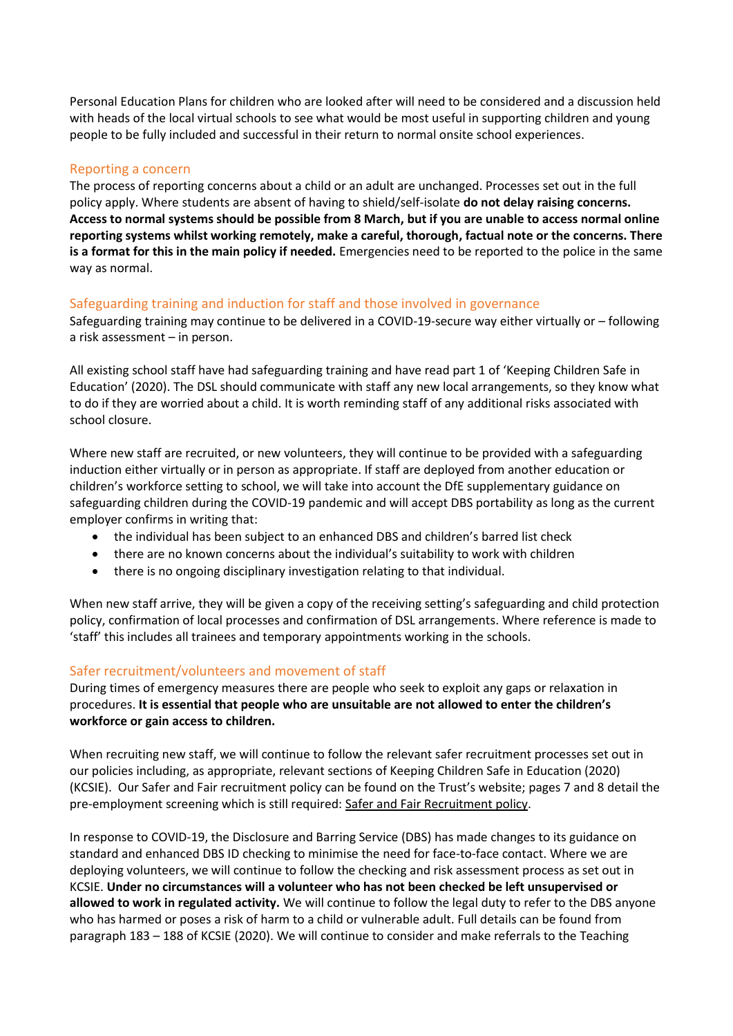Personal Education Plans for children who are looked after will need to be considered and a discussion held with heads of the local virtual schools to see what would be most useful in supporting children and young people to be fully included and successful in their return to normal onsite school experiences.

## Reporting a concern

The process of reporting concerns about a child or an adult are unchanged. Processes set out in the full policy apply. Where students are absent of having to shield/self-isolate **do not delay raising concerns. Access to normal systems should be possible from 8 March, but if you are unable to access normal online reporting systems whilst working remotely, make a careful, thorough, factual note or the concerns. There is a format for this in the main policy if needed.** Emergencies need to be reported to the police in the same way as normal.

## Safeguarding training and induction for staff and those involved in governance

Safeguarding training may continue to be delivered in a COVID-19-secure way either virtually or – following a risk assessment – in person.

All existing school staff have had safeguarding training and have read part 1 of 'Keeping Children Safe in Education' (2020). The DSL should communicate with staff any new local arrangements, so they know what to do if they are worried about a child. It is worth reminding staff of any additional risks associated with school closure.

Where new staff are recruited, or new volunteers, they will continue to be provided with a safeguarding induction either virtually or in person as appropriate. If staff are deployed from another education or children's workforce setting to school, we will take into account the DfE supplementary guidance on safeguarding children during the COVID-19 pandemic and will accept DBS portability as long as the current employer confirms in writing that:

- the individual has been subject to an enhanced DBS and children's barred list check
- there are no known concerns about the individual's suitability to work with children
- there is no ongoing disciplinary investigation relating to that individual.

When new staff arrive, they will be given a copy of the receiving setting's safeguarding and child protection policy, confirmation of local processes and confirmation of DSL arrangements. Where reference is made to 'staff' this includes all trainees and temporary appointments working in the schools.

## Safer recruitment/volunteers and movement of staff

During times of emergency measures there are people who seek to exploit any gaps or relaxation in procedures. **It is essential that people who are unsuitable are not allowed to enter the children's workforce or gain access to children.**

When recruiting new staff, we will continue to follow the relevant safer recruitment processes set out in our policies including, as appropriate, relevant sections of Keeping Children Safe in Education (2020) (KCSIE). Our Safer and Fair recruitment policy can be found on the Trust's website; pages 7 and 8 detail the pre-employment screening which is still required: Safer and Fair Recruitment policy.

In response to COVID-19, the Disclosure and Barring Service (DBS) has made changes to its guidance on standard and enhanced DBS ID checking to minimise the need for face-to-face contact. Where we are deploying volunteers, we will continue to follow the checking and risk assessment process as set out in KCSIE. **Under no circumstances will a volunteer who has not been checked be left unsupervised or allowed to work in regulated activity.** We will continue to follow the legal duty to refer to the DBS anyone who has harmed or poses a risk of harm to a child or vulnerable adult. Full details can be found from paragraph 183 – 188 of KCSIE (2020). We will continue to consider and make referrals to the Teaching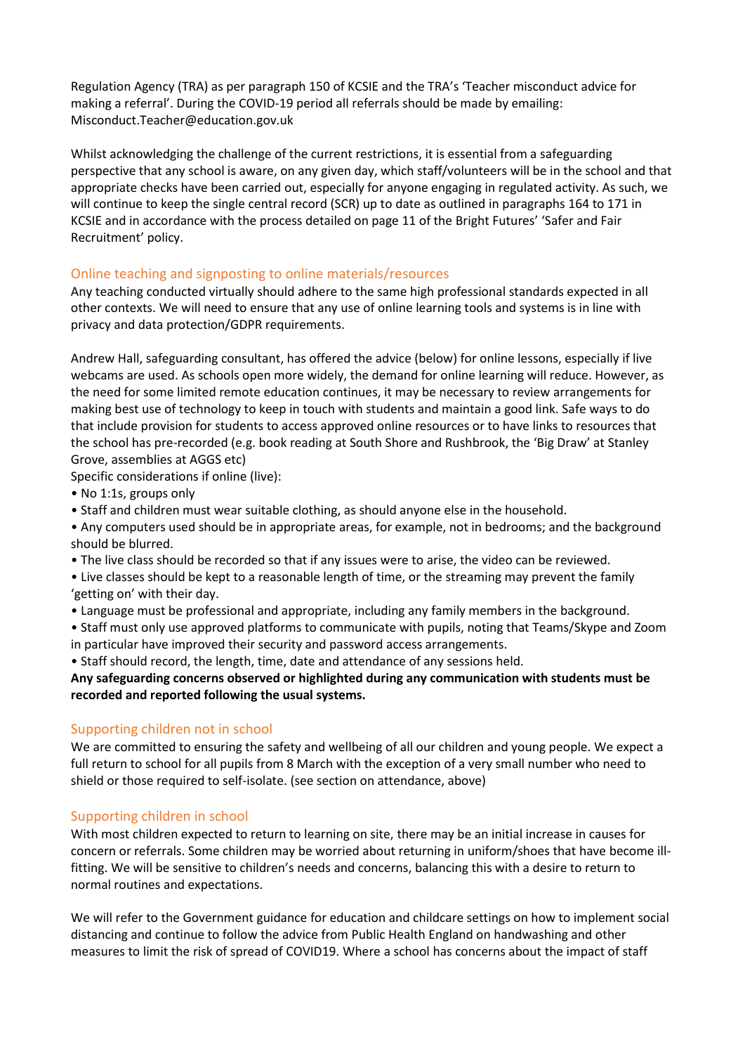Regulation Agency (TRA) as per paragraph 150 of KCSIE and the TRA's 'Teacher misconduct advice for making a referral'. During the COVID-19 period all referrals should be made by emailing: Misconduct.Teacher@education.gov.uk

Whilst acknowledging the challenge of the current restrictions, it is essential from a safeguarding perspective that any school is aware, on any given day, which staff/volunteers will be in the school and that appropriate checks have been carried out, especially for anyone engaging in regulated activity. As such, we will continue to keep the single central record (SCR) up to date as outlined in paragraphs 164 to 171 in KCSIE and in accordance with the process detailed on page 11 of the Bright Futures' 'Safer and Fair Recruitment' policy.

## Online teaching and signposting to online materials/resources

Any teaching conducted virtually should adhere to the same high professional standards expected in all other contexts. We will need to ensure that any use of online learning tools and systems is in line with privacy and data protection/GDPR requirements.

Andrew Hall, safeguarding consultant, has offered the advice (below) for online lessons, especially if live webcams are used. As schools open more widely, the demand for online learning will reduce. However, as the need for some limited remote education continues, it may be necessary to review arrangements for making best use of technology to keep in touch with students and maintain a good link. Safe ways to do that include provision for students to access approved online resources or to have links to resources that the school has pre-recorded (e.g. book reading at South Shore and Rushbrook, the 'Big Draw' at Stanley Grove, assemblies at AGGS etc)

Specific considerations if online (live):

- No 1:1s, groups only
- Staff and children must wear suitable clothing, as should anyone else in the household.
- Any computers used should be in appropriate areas, for example, not in bedrooms; and the background should be blurred.
- The live class should be recorded so that if any issues were to arise, the video can be reviewed.
- Live classes should be kept to a reasonable length of time, or the streaming may prevent the family 'getting on' with their day.
- Language must be professional and appropriate, including any family members in the background.
- Staff must only use approved platforms to communicate with pupils, noting that Teams/Skype and Zoom in particular have improved their security and password access arrangements.
- Staff should record, the length, time, date and attendance of any sessions held.

**Any safeguarding concerns observed or highlighted during any communication with students must be recorded and reported following the usual systems.**

## Supporting children not in school

We are committed to ensuring the safety and wellbeing of all our children and young people. We expect a full return to school for all pupils from 8 March with the exception of a very small number who need to shield or those required to self-isolate. (see section on attendance, above)

## Supporting children in school

With most children expected to return to learning on site, there may be an initial increase in causes for concern or referrals. Some children may be worried about returning in uniform/shoes that have become ill-fitting. We will be sensitive to children's needs and concerns, balancing this with a desire to return to normal routines and expectations.

We will refer to the Government guidance for education and childcare settings on how to implement social distancing and continue to follow the advice from Public Health England on handwashing and other measures to limit the risk of spread of COVID19. Where a school has concerns about the impact of staff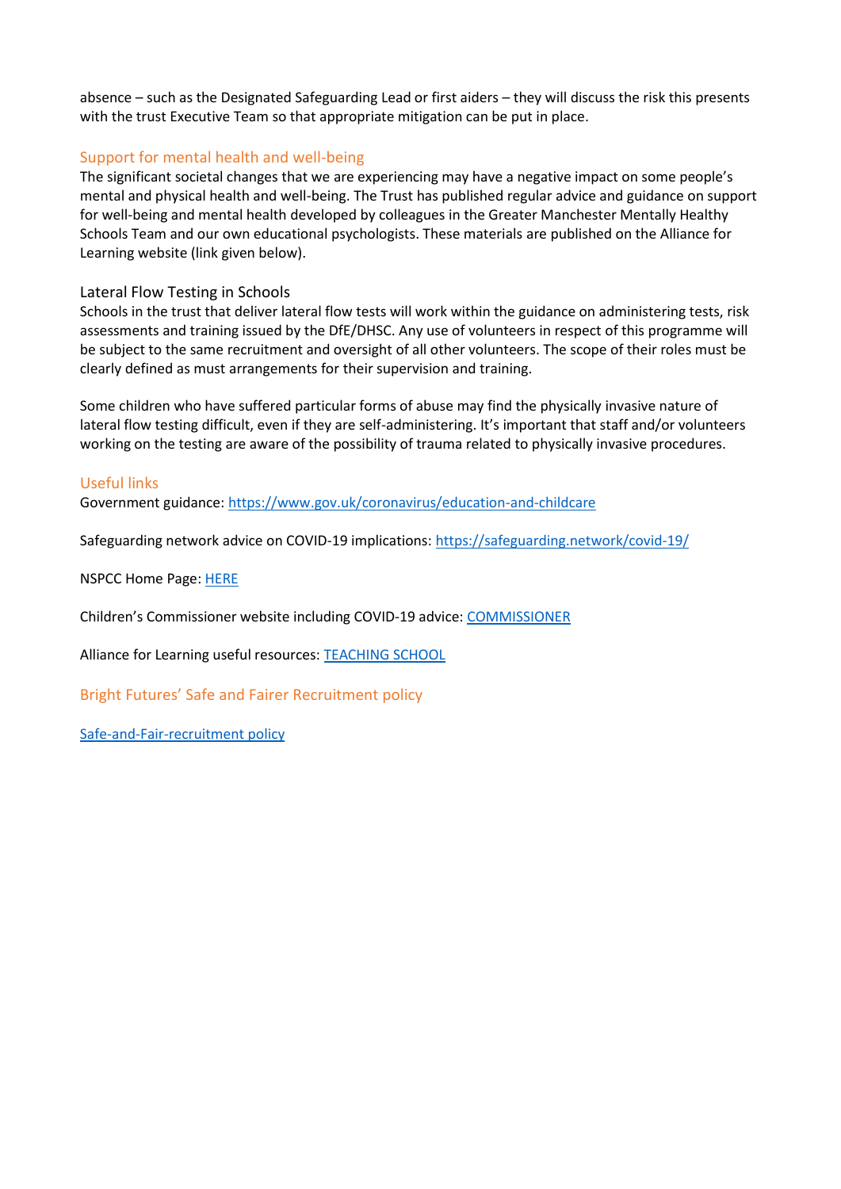absence – such as the Designated Safeguarding Lead or first aiders – they will discuss the risk this presents with the trust Executive Team so that appropriate mitigation can be put in place.

## Support for mental health and well-being

The significant societal changes that we are experiencing may have a negative impact on some people's mental and physical health and well-being. The Trust has published regular advice and guidance on support for well-being and mental health developed by colleagues in the Greater Manchester Mentally Healthy Schools Team and our own educational psychologists. These materials are published on the Alliance for Learning website (link given below).

## Lateral Flow Testing in Schools

Schools in the trust that deliver lateral flow tests will work within the guidance on administering tests, risk assessments and training issued by the DfE/DHSC. Any use of volunteers in respect of this programme will be subject to the same recruitment and oversight of all other volunteers. The scope of their roles must be clearly defined as must arrangements for their supervision and training.

Some children who have suffered particular forms of abuse may find the physically invasive nature of lateral flow testing difficult, even if they are self-administering. It's important that staff and/or volunteers working on the testing are aware of the possibility of trauma related to physically invasive procedures.

## Useful links

Government guidance: https://www.gov.uk/coronavirus/education-and-childcare

Safeguarding network advice on COVID-19 implications: https://safeguarding.network/covid-19/

NSPCC Home Page: HERE

Children's Commissioner website including COVID-19 advice: COMMISSIONER

Alliance for Learning useful resources: TEACHING SCHOOL

## Bright Futures' Safe and Fairer Recruitment policy

Safe-and-Fair-recruitment policy